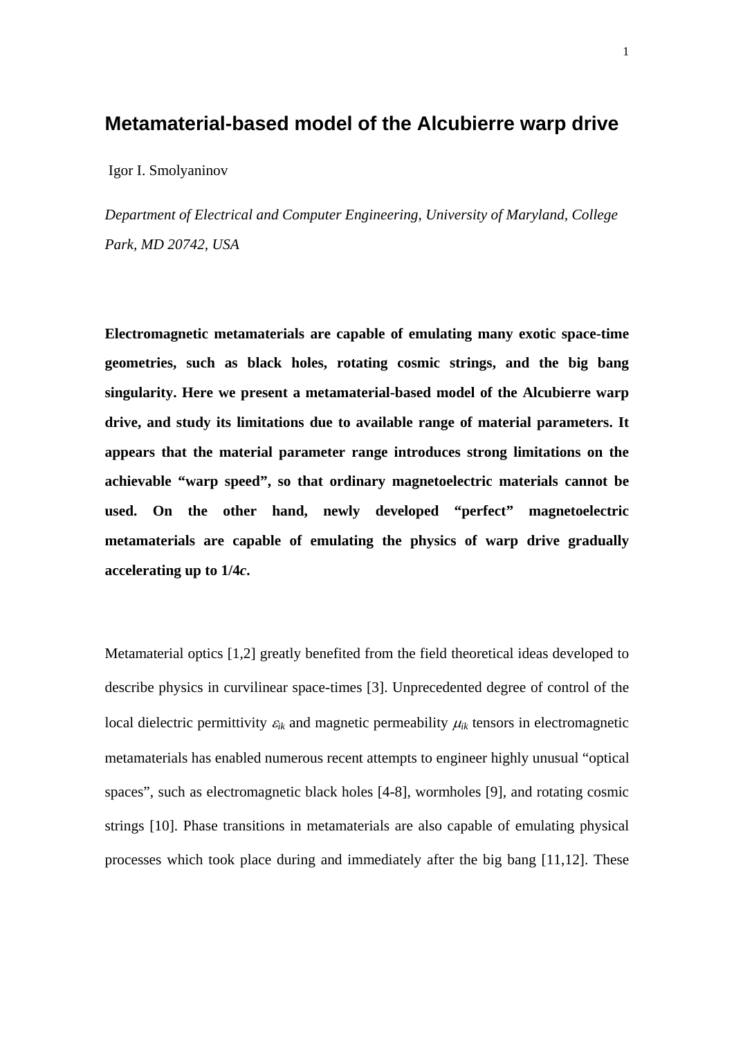# Metamaterial-based model of the Alcubierre warp drive

Igor I. Smolyaninov

*Department of Electrical and Computer Engineering, University of Maryland, College Park, MD 20742, USA*

**Electromagnetic metamaterials are capable of emulating many exotic space-time geometries, such as black holes, rotating cosmic strings, and the big bang singularity. Here we present a metamaterial-based model of the Alcubierre warp drive, and study its limitations due to available range of material parameters. It appears that the material parameter range introduces strong limitations on the achievable "warp speed", so that ordinary magnetoelectric materials cannot be used. On the other hand, newly developed "perfect" magnetoelectric metamaterials are capable of emulating the physics of warp drive gradually accelerating up to 1/4*c*.**

Metamaterial optics [1,2] greatly benefited from the field theoretical ideas developed to describe physics in curvilinear space-times [3]. Unprecedented degree of control of the local dielectric permittivity $\varepsilon_{ik}$ and magnetic permeability $\mu_{ik}$ tensors in electromagnetic metamaterials has enabled numerous recent attempts to engineer highly unusual "optical spaces", such as electromagnetic black holes [4-8], wormholes [9], and rotating cosmic strings [10]. Phase transitions in metamaterials are also capable of emulating physical processes which took place during and immediately after the big bang [11,12]. These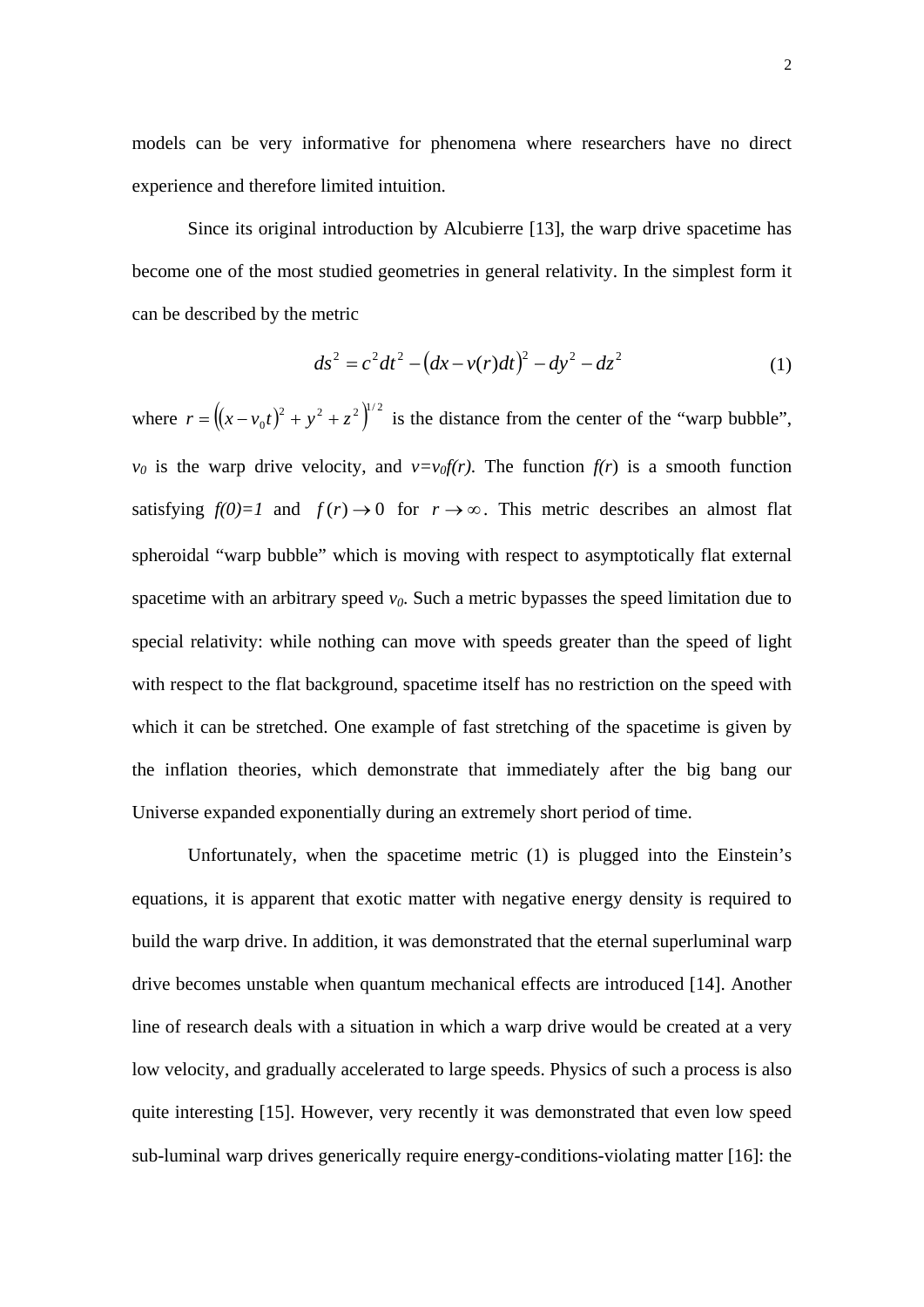models can be very informative for phenomena where researchers have no direct experience and therefore limited intuition.

Since its original introduction by Alcubierre [13], the warp drive spacetime has become one of the most studied geometries in general relativity. In the simplest form it can be described by the metric

$$ds^2 = c^2 dt^2 - \left(dx - v(r)dt\right)^2 - dy^2 - dz^2 \tag{1}$$

where $r = \left((x - v_0 t)^2 + y^2 + z^2\right)^{1/2}$ is the distance from the center of the "warp bubble", $v_0$ is the warp drive velocity, and $v=v_0 f(r)$. The function $f(r)$ is a smooth function satisfying $f(0)=1$ and $f(r) \to 0$ for $r \to \infty$. This metric describes an almost flat spheroidal "warp bubble" which is moving with respect to asymptotically flat external spacetime with an arbitrary speed $v_0$. Such a metric bypasses the speed limitation due to special relativity: while nothing can move with speeds greater than the speed of light with respect to the flat background, spacetime itself has no restriction on the speed with which it can be stretched. One example of fast stretching of the spacetime is given by the inflation theories, which demonstrate that immediately after the big bang our Universe expanded exponentially during an extremely short period of time.

Unfortunately, when the spacetime metric (1) is plugged into the Einstein's equations, it is apparent that exotic matter with negative energy density is required to build the warp drive. In addition, it was demonstrated that the eternal superluminal warp drive becomes unstable when quantum mechanical effects are introduced [14]. Another line of research deals with a situation in which a warp drive would be created at a very low velocity, and gradually accelerated to large speeds. Physics of such a process is also quite interesting [15]. However, very recently it was demonstrated that even low speed sub-luminal warp drives generically require energy-conditions-violating matter [16]: the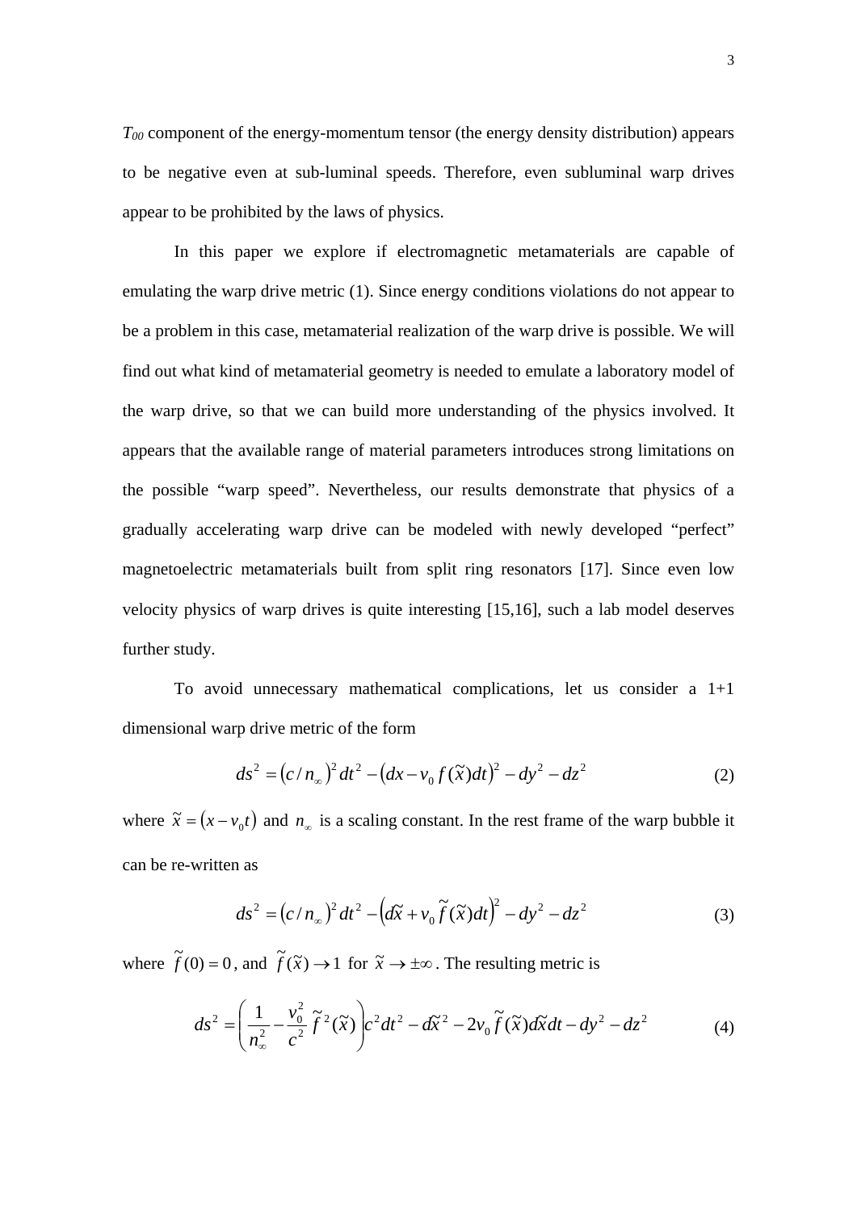$T_{00}$ component of the energy-momentum tensor (the energy density distribution) appears to be negative even at sub-luminal speeds. Therefore, even subluminal warp drives appear to be prohibited by the laws of physics.

In this paper we explore if electromagnetic metamaterials are capable of emulating the warp drive metric (1). Since energy conditions violations do not appear to be a problem in this case, metamaterial realization of the warp drive is possible. We will find out what kind of metamaterial geometry is needed to emulate a laboratory model of the warp drive, so that we can build more understanding of the physics involved. It appears that the available range of material parameters introduces strong limitations on the possible "warp speed". Nevertheless, our results demonstrate that physics of a gradually accelerating warp drive can be modeled with newly developed "perfect" magnetoelectric metamaterials built from split ring resonators [17]. Since even low velocity physics of warp drives is quite interesting [15,16], such a lab model deserves further study.

To avoid unnecessary mathematical complications, let us consider a 1+1 dimensional warp drive metric of the form

$$ds^2 = (c/n_\infty)^2 dt^2 - (dx - v_0 f(\tilde{x})dt)^2 - dy^2 - dz^2 \tag{2}$$

where $\tilde{x} = (x - v_0 t)$ and $n_\infty$ is a scaling constant. In the rest frame of the warp bubble it can be re-written as

$$ds^2 = (c/n_\infty)^2 dt^2 - (d\tilde{x} + v_0 \tilde{f}(\tilde{x})dt)^2 - dy^2 - dz^2 \tag{3}$$

where $\tilde{f}(0) = 0$, and $\tilde{f}(\tilde{x}) \to 1$ for $\tilde{x} \to \pm\infty$. The resulting metric is

$$ds^2 = \left( \frac{1}{n_\infty^2} - \frac{v_0^2}{c^2} \tilde{f}^2(\tilde{x}) \right) c^2 dt^2 - d\tilde{x}^2 - 2v_0 \tilde{f}(\tilde{x}) d\tilde{x} dt - dy^2 - dz^2 \tag{4}$$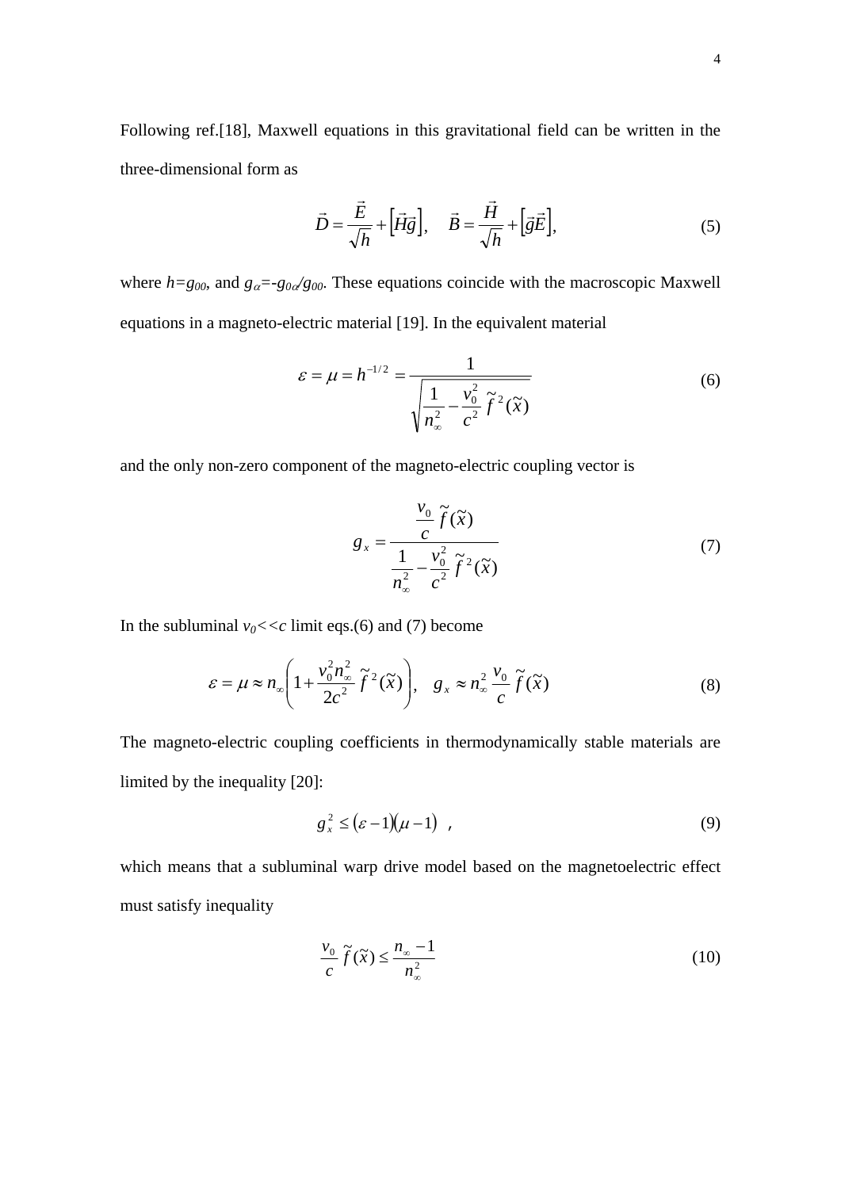Following ref.[18], Maxwell equations in this gravitational field can be written in the three-dimensional form as

$$\vec{D} = \frac{\vec{E}}{\sqrt{h}} + \left[\vec{H}\vec{g}\right], \quad \vec{B} = \frac{\vec{H}}{\sqrt{h}} + \left[\vec{g}\vec{E}\right], \tag{5}$$

where $h = g_{00}$, and $g_\alpha = -g_{0\alpha}/g_{00}$. These equations coincide with the macroscopic Maxwell equations in a magneto-electric material [19]. In the equivalent material

$$\varepsilon = \mu = h^{-1/2} = \frac{1}{\sqrt{\dfrac{1}{n_\infty^2} - \dfrac{v_0^2}{c^2}\tilde{f}^2(\tilde{x})}} \tag{6}$$

and the only non-zero component of the magneto-electric coupling vector is

$$g_x = \frac{\dfrac{v_0}{c}\tilde{f}(\tilde{x})}{\dfrac{1}{n_\infty^2} - \dfrac{v_0^2}{c^2}\tilde{f}^2(\tilde{x})} \tag{7}$$

In the subluminal $v_0 << c$ limit eqs.(6) and (7) become

$$\varepsilon = \mu \approx n_\infty \left(1 + \frac{v_0^2 n_\infty^2}{2c^2}\tilde{f}^2(\tilde{x})\right), \quad g_x \approx n_\infty^2 \frac{v_0}{c}\tilde{f}(\tilde{x}) \tag{8}$$

The magneto-electric coupling coefficients in thermodynamically stable materials are limited by the inequality [20]:

$$g_x^2 \leq (\varepsilon - 1)(\mu - 1) \quad , \tag{9}$$

which means that a subluminal warp drive model based on the magnetoelectric effect must satisfy inequality

$$\frac{v_0}{c}\tilde{f}(\tilde{x}) \leq \frac{n_\infty - 1}{n_\infty^2} \tag{10}$$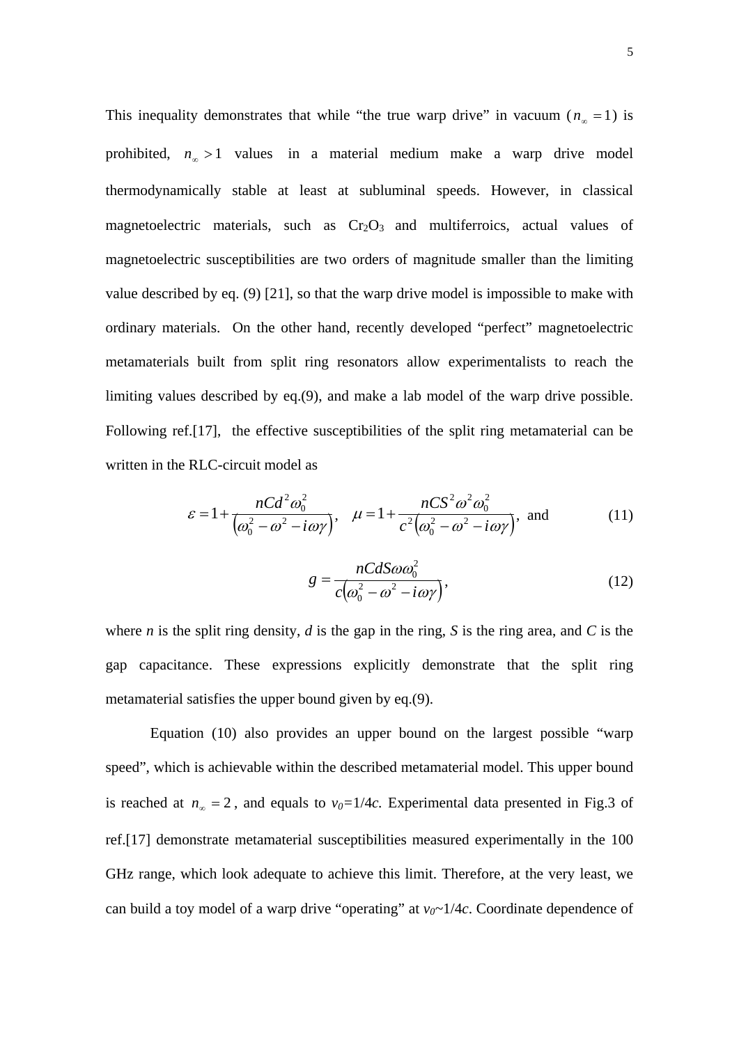This inequality demonstrates that while "the true warp drive" in vacuum ($n_\infty = 1$) is prohibited, $n_\infty > 1$ values in a material medium make a warp drive model thermodynamically stable at least at subluminal speeds. However, in classical magnetoelectric materials, such as $Cr_2O_3$ and multiferroics, actual values of magnetoelectric susceptibilities are two orders of magnitude smaller than the limiting value described by eq. (9) [21], so that the warp drive model is impossible to make with ordinary materials. On the other hand, recently developed "perfect" magnetoelectric metamaterials built from split ring resonators allow experimentalists to reach the limiting values described by eq.(9), and make a lab model of the warp drive possible. Following ref.[17], the effective susceptibilities of the split ring metamaterial can be written in the RLC-circuit model as

$$\varepsilon = 1 + \frac{nCd^2\omega_0^2}{\left(\omega_0^2 - \omega^2 - i\omega\gamma\right)}, \quad \mu = 1 + \frac{nCS^2\omega^2\omega_0^2}{c^2\left(\omega_0^2 - \omega^2 - i\omega\gamma\right)}, \text{ and} \tag{11}$$

$$g = \frac{nCdS\omega\omega_0^2}{c\left(\omega_0^2 - \omega^2 - i\omega\gamma\right)}, \tag{12}$$

where *n* is the split ring density, *d* is the gap in the ring, *S* is the ring area, and *C* is the gap capacitance. These expressions explicitly demonstrate that the split ring metamaterial satisfies the upper bound given by eq.(9).

Equation (10) also provides an upper bound on the largest possible "warp speed", which is achievable within the described metamaterial model. This upper bound is reached at $n_\infty = 2$, and equals to $v_0$=1/4*c*. Experimental data presented in Fig.3 of ref.[17] demonstrate metamaterial susceptibilities measured experimentally in the 100 GHz range, which look adequate to achieve this limit. Therefore, at the very least, we can build a toy model of a warp drive "operating" at $v_0$~1/4*c*. Coordinate dependence of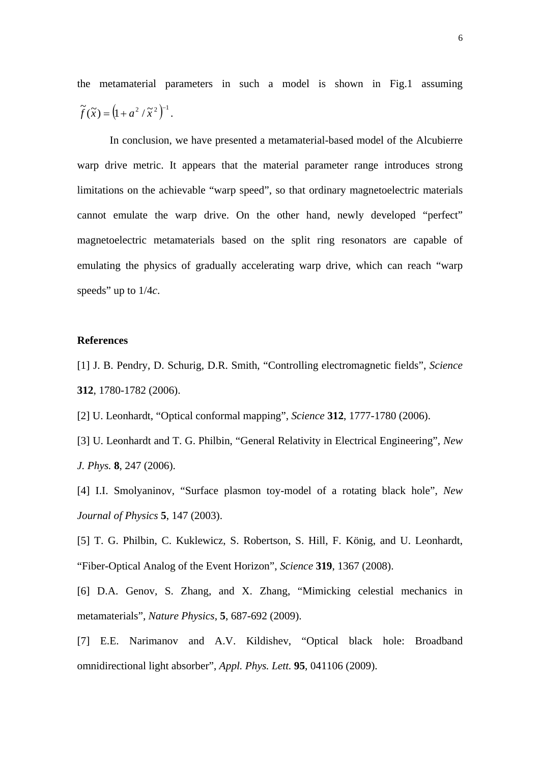the metamaterial parameters in such a model is shown in Fig.1 assuming $\tilde{f}(\tilde{x}) = \left(1 + a^2 / \tilde{x}^2\right)^{-1}$.

In conclusion, we have presented a metamaterial-based model of the Alcubierre warp drive metric. It appears that the material parameter range introduces strong limitations on the achievable "warp speed", so that ordinary magnetoelectric materials cannot emulate the warp drive. On the other hand, newly developed "perfect" magnetoelectric metamaterials based on the split ring resonators are capable of emulating the physics of gradually accelerating warp drive, which can reach "warp speeds" up to 1/4*c*.

## References

[1] J. B. Pendry, D. Schurig, D.R. Smith, "Controlling electromagnetic fields", *Science* **312**, 1780-1782 (2006).

[2] U. Leonhardt, "Optical conformal mapping", *Science* **312**, 1777-1780 (2006).

[3] U. Leonhardt and T. G. Philbin, "General Relativity in Electrical Engineering", *New J. Phys.* **8**, 247 (2006).

[4] I.I. Smolyaninov, "Surface plasmon toy-model of a rotating black hole", *New Journal of Physics* **5**, 147 (2003).

[5] T. G. Philbin, C. Kuklewicz, S. Robertson, S. Hill, F. König, and U. Leonhardt, "Fiber-Optical Analog of the Event Horizon", *Science* **319**, 1367 (2008).

[6] D.A. Genov, S. Zhang, and X. Zhang, "Mimicking celestial mechanics in metamaterials", *Nature Physics*, **5**, 687-692 (2009).

[7] E.E. Narimanov and A.V. Kildishev, "Optical black hole: Broadband omnidirectional light absorber", *Appl. Phys. Lett.* **95**, 041106 (2009).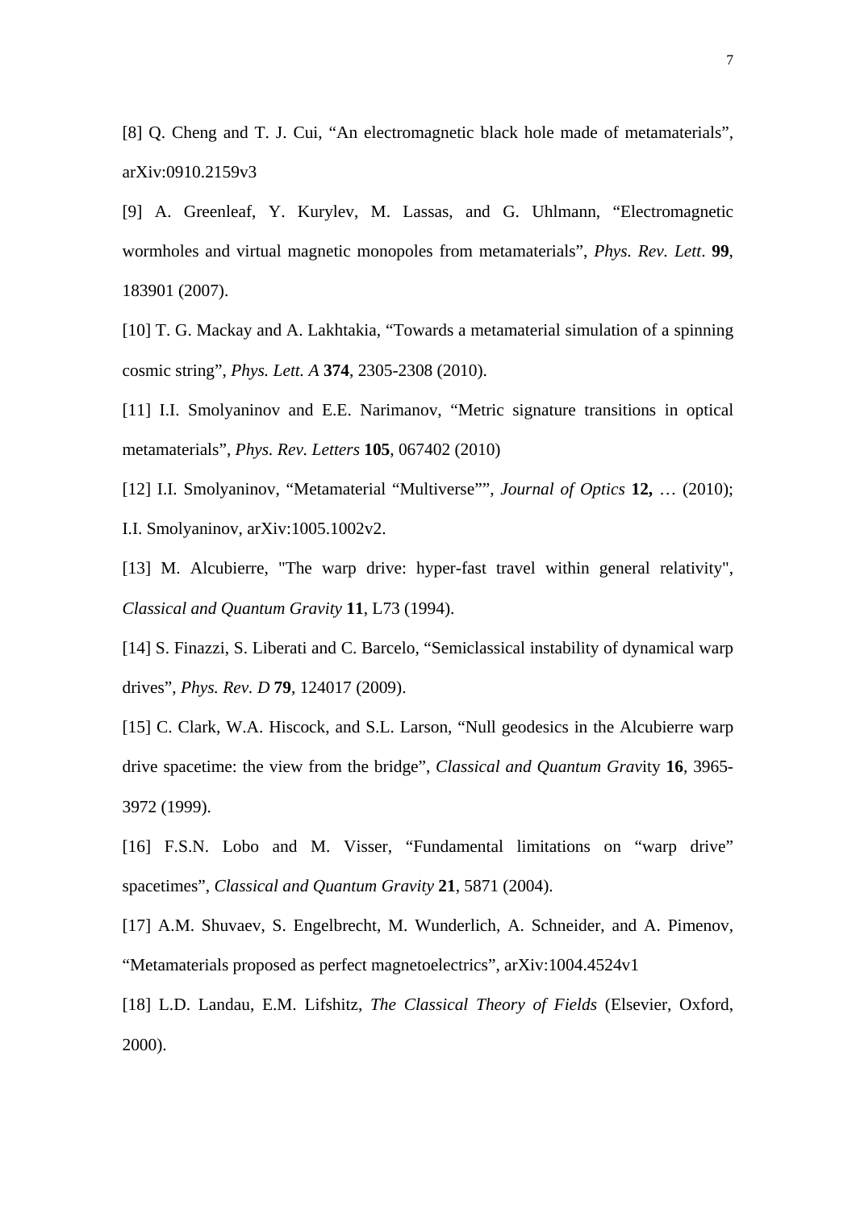[8] Q. Cheng and T. J. Cui, “An electromagnetic black hole made of metamaterials”, arXiv:0910.2159v3

[9] A. Greenleaf, Y. Kurylev, M. Lassas, and G. Uhlmann, “Electromagnetic wormholes and virtual magnetic monopoles from metamaterials”, *Phys. Rev. Lett*. **99**, 183901 (2007).

[10] T. G. Mackay and A. Lakhtakia, “Towards a metamaterial simulation of a spinning cosmic string”, *Phys. Lett. A* **374**, 2305-2308 (2010).

[11] I.I. Smolyaninov and E.E. Narimanov, “Metric signature transitions in optical metamaterials”, *Phys. Rev. Letters* **105**, 067402 (2010)

[12] I.I. Smolyaninov, “Metamaterial “Multiverse””, *Journal of Optics* **12,** … (2010); I.I. Smolyaninov, arXiv:1005.1002v2.

[13] M. Alcubierre, "The warp drive: hyper-fast travel within general relativity", *Classical and Quantum Gravity* **11**, L73 (1994).

[14] S. Finazzi, S. Liberati and C. Barcelo, “Semiclassical instability of dynamical warp drives”, *Phys. Rev. D* **79**, 124017 (2009).

[15] C. Clark, W.A. Hiscock, and S.L. Larson, “Null geodesics in the Alcubierre warp drive spacetime: the view from the bridge”, *Classical and Quantum Grav*ity **16**, 3965-3972 (1999).

[16] F.S.N. Lobo and M. Visser, “Fundamental limitations on “warp drive” spacetimes”, *Classical and Quantum Gravity* **21**, 5871 (2004).

[17] A.M. Shuvaev, S. Engelbrecht, M. Wunderlich, A. Schneider, and A. Pimenov, “Metamaterials proposed as perfect magnetoelectrics”, arXiv:1004.4524v1

[18] L.D. Landau, E.M. Lifshitz, *The Classical Theory of Fields* (Elsevier, Oxford, 2000).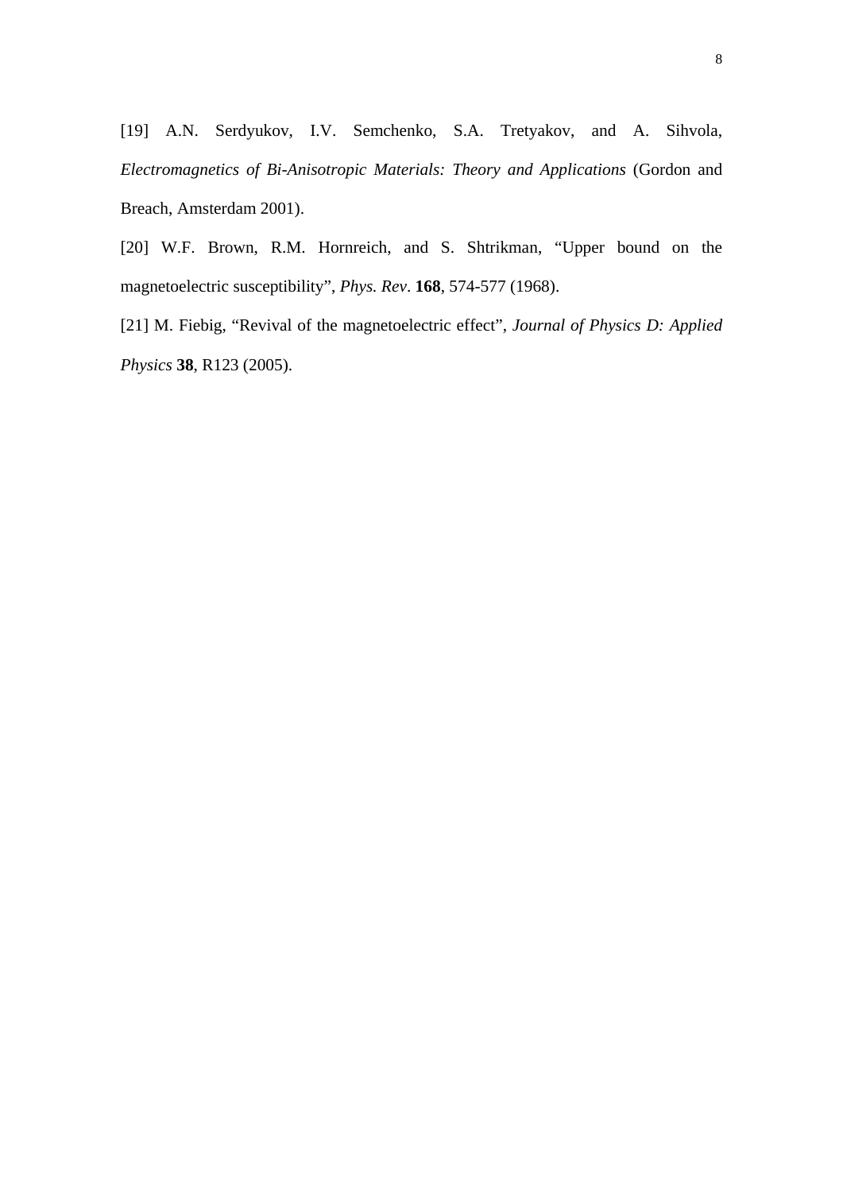[19] A.N. Serdyukov, I.V. Semchenko, S.A. Tretyakov, and A. Sihvola, *Electromagnetics of Bi-Anisotropic Materials: Theory and Applications* (Gordon and Breach, Amsterdam 2001).

[20] W.F. Brown, R.M. Hornreich, and S. Shtrikman, "Upper bound on the magnetoelectric susceptibility", *Phys. Rev*. **168**, 574-577 (1968).

[21] M. Fiebig, "Revival of the magnetoelectric effect", *Journal of Physics D: Applied Physics* **38**, R123 (2005).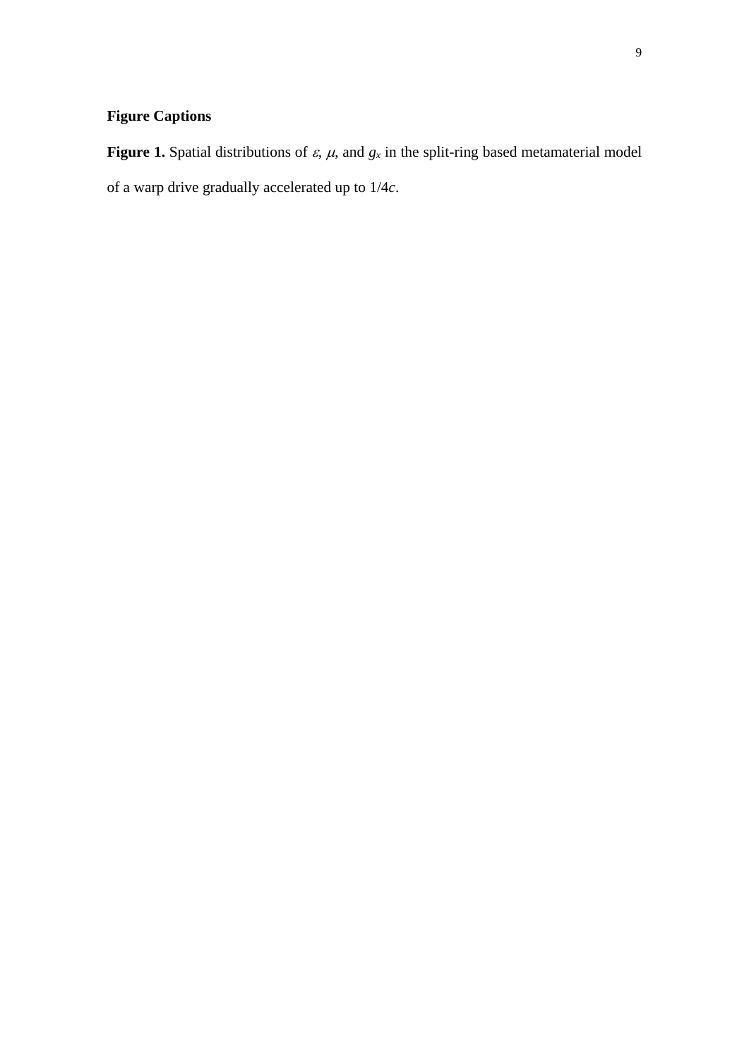**Figure Captions**

**Figure 1.** Spatial distributions of $\varepsilon$, $\mu$, and $g_x$ in the split-ring based metamaterial model of a warp drive gradually accelerated up to $1/4c$.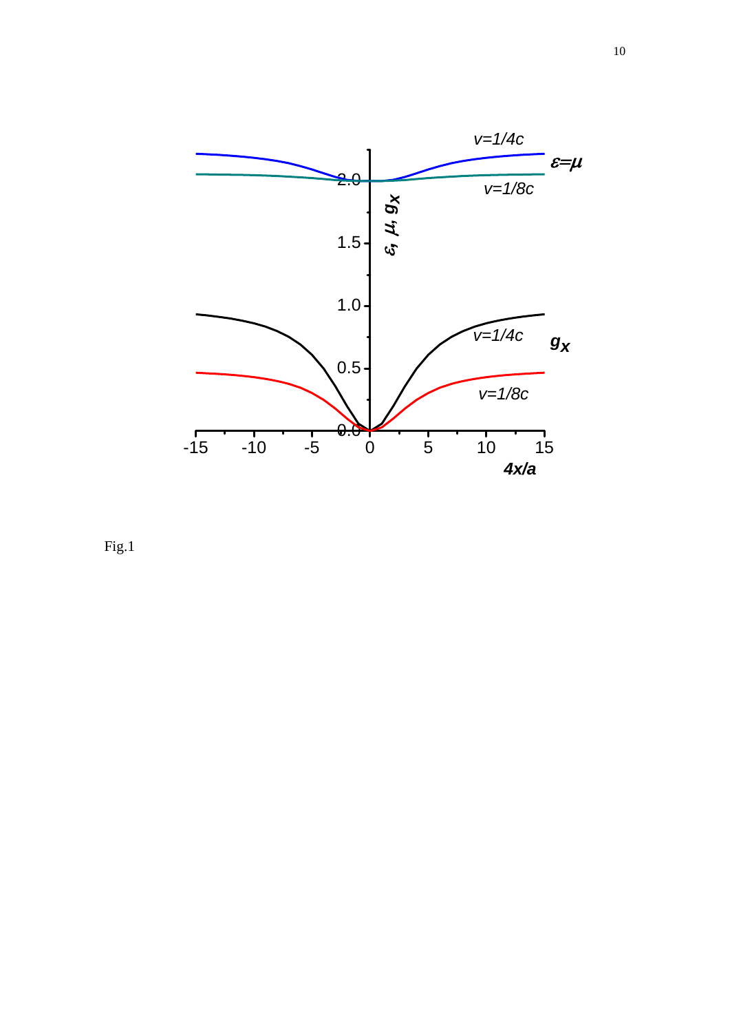v=1/4c

$\varepsilon=\mu$

v=1/8c

$\varepsilon$, $\mu$, $g_X$

2.0

1.5

1.0

0.5

0.0

v=1/4c

$g_X$

v=1/8c

-15 -10 -5 0 5 10 15

4x/a

Fig.1